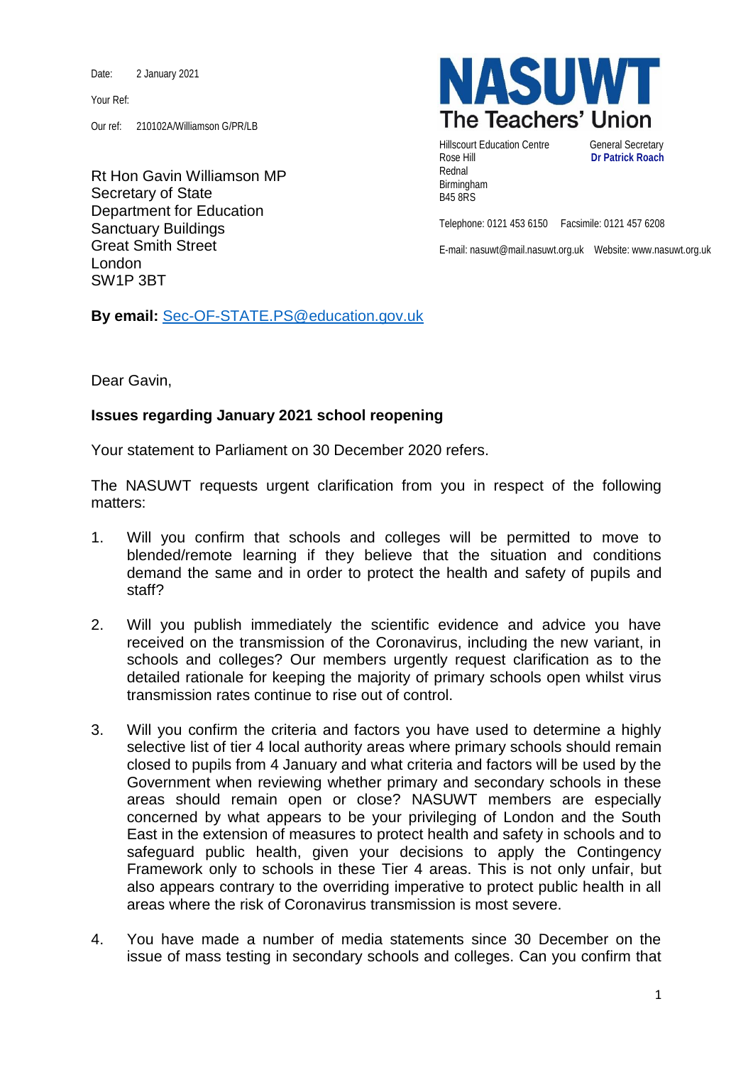Date: 2 January 2021

Your Ref:

Our ref: 210102A/Williamson G/PR/LB

**NASUWT**
**The Teachers' Union**

Hillscourt Education Centre
Rose Hill
Rednal
Birmingham
B45 8RS

General Secretary
**Dr Patrick Roach**

Telephone: 0121 453 6150 Facsimile: 0121 457 6208

E-mail: nasuwt@mail.nasuwt.org.uk Website: www.nasuwt.org.uk

Rt Hon Gavin Williamson MP
Secretary of State
Department for Education
Sanctuary Buildings
Great Smith Street
London
SW1P 3BT

**By email:** Sec-OF-STATE.PS@education.gov.uk

Dear Gavin,

**Issues regarding January 2021 school reopening**

Your statement to Parliament on 30 December 2020 refers.

The NASUWT requests urgent clarification from you in respect of the following matters:

1. Will you confirm that schools and colleges will be permitted to move to blended/remote learning if they believe that the situation and conditions demand the same and in order to protect the health and safety of pupils and staff?

2. Will you publish immediately the scientific evidence and advice you have received on the transmission of the Coronavirus, including the new variant, in schools and colleges? Our members urgently request clarification as to the detailed rationale for keeping the majority of primary schools open whilst virus transmission rates continue to rise out of control.

3. Will you confirm the criteria and factors you have used to determine a highly selective list of tier 4 local authority areas where primary schools should remain closed to pupils from 4 January and what criteria and factors will be used by the Government when reviewing whether primary and secondary schools in these areas should remain open or close? NASUWT members are especially concerned by what appears to be your privileging of London and the South East in the extension of measures to protect health and safety in schools and to safeguard public health, given your decisions to apply the Contingency Framework only to schools in these Tier 4 areas. This is not only unfair, but also appears contrary to the overriding imperative to protect public health in all areas where the risk of Coronavirus transmission is most severe.

4. You have made a number of media statements since 30 December on the issue of mass testing in secondary schools and colleges. Can you confirm that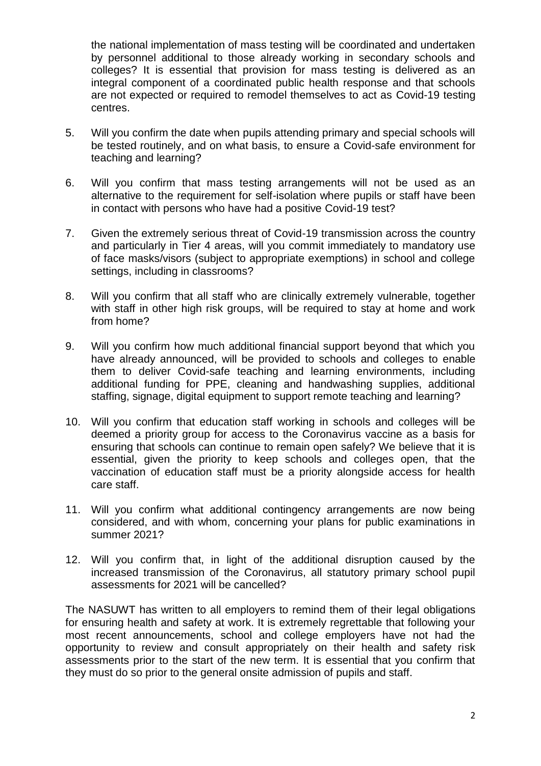the national implementation of mass testing will be coordinated and undertaken by personnel additional to those already working in secondary schools and colleges? It is essential that provision for mass testing is delivered as an integral component of a coordinated public health response and that schools are not expected or required to remodel themselves to act as Covid-19 testing centres.

5. Will you confirm the date when pupils attending primary and special schools will be tested routinely, and on what basis, to ensure a Covid-safe environment for teaching and learning?

6. Will you confirm that mass testing arrangements will not be used as an alternative to the requirement for self-isolation where pupils or staff have been in contact with persons who have had a positive Covid-19 test?

7. Given the extremely serious threat of Covid-19 transmission across the country and particularly in Tier 4 areas, will you commit immediately to mandatory use of face masks/visors (subject to appropriate exemptions) in school and college settings, including in classrooms?

8. Will you confirm that all staff who are clinically extremely vulnerable, together with staff in other high risk groups, will be required to stay at home and work from home?

9. Will you confirm how much additional financial support beyond that which you have already announced, will be provided to schools and colleges to enable them to deliver Covid-safe teaching and learning environments, including additional funding for PPE, cleaning and handwashing supplies, additional staffing, signage, digital equipment to support remote teaching and learning?

10. Will you confirm that education staff working in schools and colleges will be deemed a priority group for access to the Coronavirus vaccine as a basis for ensuring that schools can continue to remain open safely? We believe that it is essential, given the priority to keep schools and colleges open, that the vaccination of education staff must be a priority alongside access for health care staff.

11. Will you confirm what additional contingency arrangements are now being considered, and with whom, concerning your plans for public examinations in summer 2021?

12. Will you confirm that, in light of the additional disruption caused by the increased transmission of the Coronavirus, all statutory primary school pupil assessments for 2021 will be cancelled?

The NASUWT has written to all employers to remind them of their legal obligations for ensuring health and safety at work. It is extremely regrettable that following your most recent announcements, school and college employers have not had the opportunity to review and consult appropriately on their health and safety risk assessments prior to the start of the new term. It is essential that you confirm that they must do so prior to the general onsite admission of pupils and staff.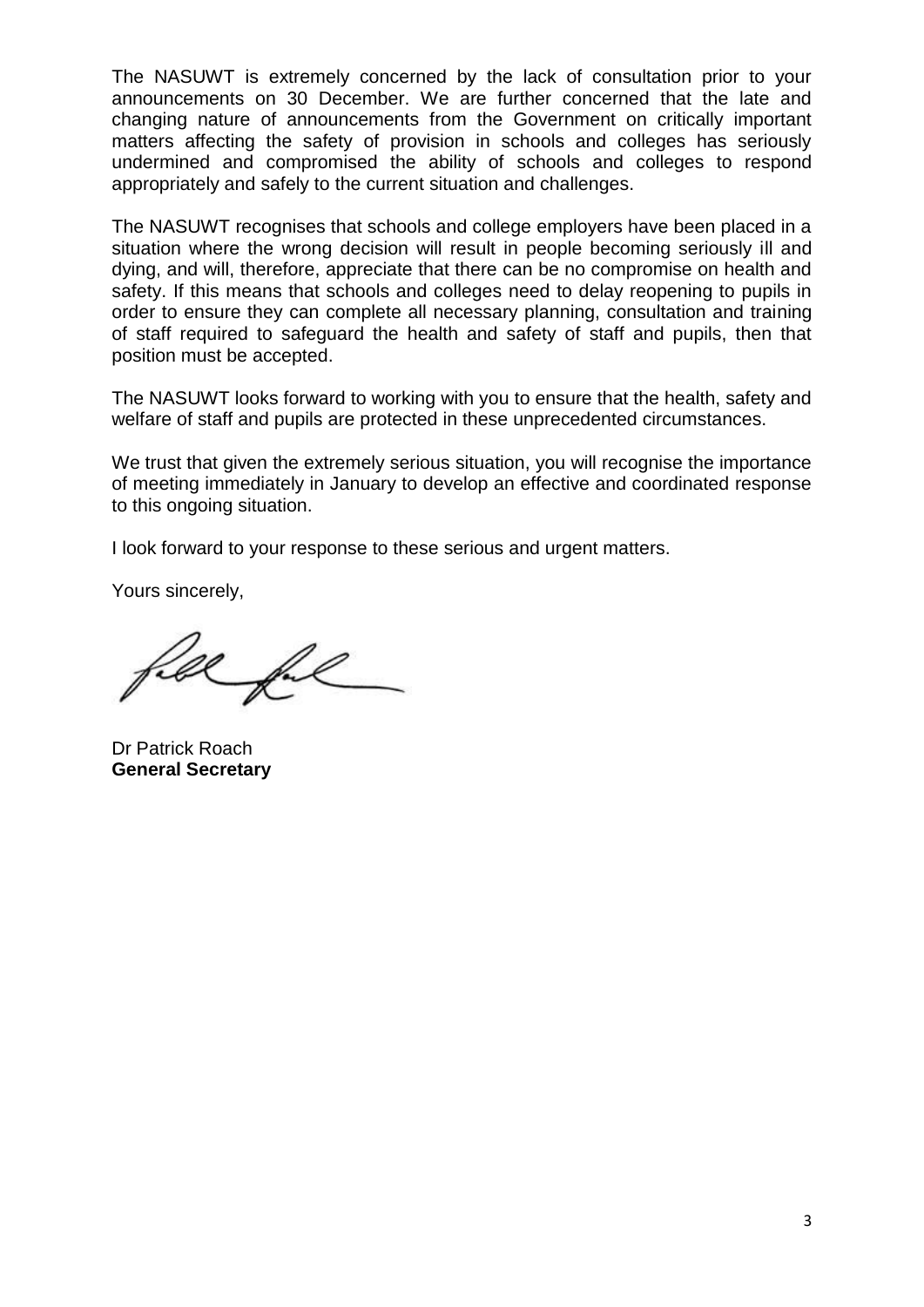The NASUWT is extremely concerned by the lack of consultation prior to your announcements on 30 December. We are further concerned that the late and changing nature of announcements from the Government on critically important matters affecting the safety of provision in schools and colleges has seriously undermined and compromised the ability of schools and colleges to respond appropriately and safely to the current situation and challenges.

The NASUWT recognises that schools and college employers have been placed in a situation where the wrong decision will result in people becoming seriously ill and dying, and will, therefore, appreciate that there can be no compromise on health and safety. If this means that schools and colleges need to delay reopening to pupils in order to ensure they can complete all necessary planning, consultation and training of staff required to safeguard the health and safety of staff and pupils, then that position must be accepted.

The NASUWT looks forward to working with you to ensure that the health, safety and welfare of staff and pupils are protected in these unprecedented circumstances.

We trust that given the extremely serious situation, you will recognise the importance of meeting immediately in January to develop an effective and coordinated response to this ongoing situation.

I look forward to your response to these serious and urgent matters.

Yours sincerely,

Dr Patrick Roach
**General Secretary**